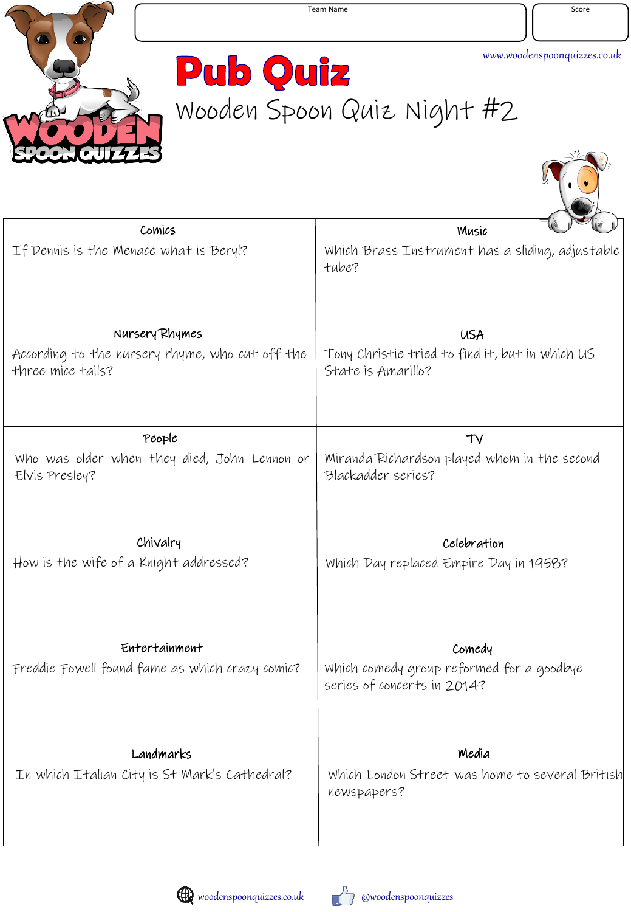Team Name | Score

www.woodenspoonquizzes.co.uk

# Pub Quiz

## Wooden Spoon Quiz Night #2

| Comics | Music |
|---|---|
| If Dennis is the Menace what is Beryl? | Which Brass Instrument has a sliding, adjustable tube? |

| Nursery Rhymes | USA |
|---|---|
| According to the nursery rhyme, who cut off the three mice tails? | Tony Christie tried to find it, but in which US State is Amarillo? |

| People | TV |
|---|---|
| Who was older when they died, John Lennon or Elvis Presley? | Miranda Richardson played whom in the second Blackadder series? |

| Chivalry | Celebration |
|---|---|
| How is the wife of a Knight addressed? | Which Day replaced Empire Day in 1958? |

| Entertainment | Comedy |
|---|---|
| Freddie Fowell found fame as which crazy comic? | Which comedy group reformed for a goodbye series of concerts in 2014? |

| Landmarks | Media |
|---|---|
| In which Italian City is St Mark's Cathedral? | Which London Street was home to several British newspapers? |

woodenspoonquizzes.co.uk @woodenspoonquizzes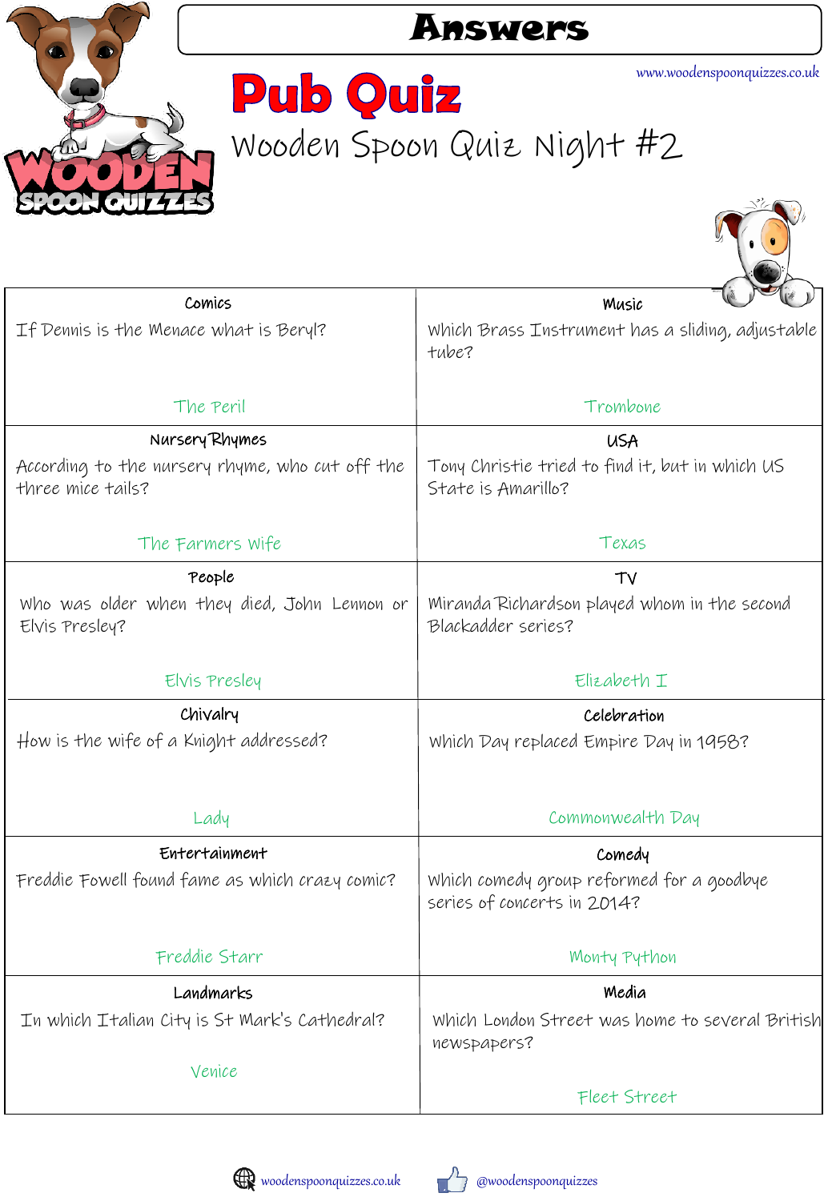# Answers

# Pub Quiz

## Wooden Spoon Quiz Night #2

www.woodenspoonquizzes.co.uk

| | |
|---|---|
| **Comics**<br>If Dennis is the Menace what is Beryl?<br><br>The Peril | **Music**<br>Which Brass Instrument has a sliding, adjustable tube?<br><br>Trombone |
| **Nursery Rhymes**<br>According to the nursery rhyme, who cut off the three mice tails?<br><br>The Farmers Wife | **USA**<br>Tony Christie tried to find it, but in which US State is Amarillo?<br><br>Texas |
| **People**<br>Who was older when they died, John Lennon or Elvis Presley?<br><br>Elvis Presley | **TV**<br>Miranda Richardson played whom in the second Blackadder series?<br><br>Elizabeth I |
| **Chivalry**<br>How is the wife of a Knight addressed?<br><br>Lady | **Celebration**<br>Which Day replaced Empire Day in 1958?<br><br>Commonwealth Day |
| **Entertainment**<br>Freddie Fowell found fame as which crazy comic?<br><br>Freddie Starr | **Comedy**<br>Which comedy group reformed for a goodbye series of concerts in 2014?<br><br>Monty Python |
| **Landmarks**<br>In which Italian City is St Mark's Cathedral?<br><br>Venice | **Media**<br>Which London Street was home to several British newspapers?<br><br>Fleet Street |

woodenspoonquizzes.co.uk @woodenspoonquizzes